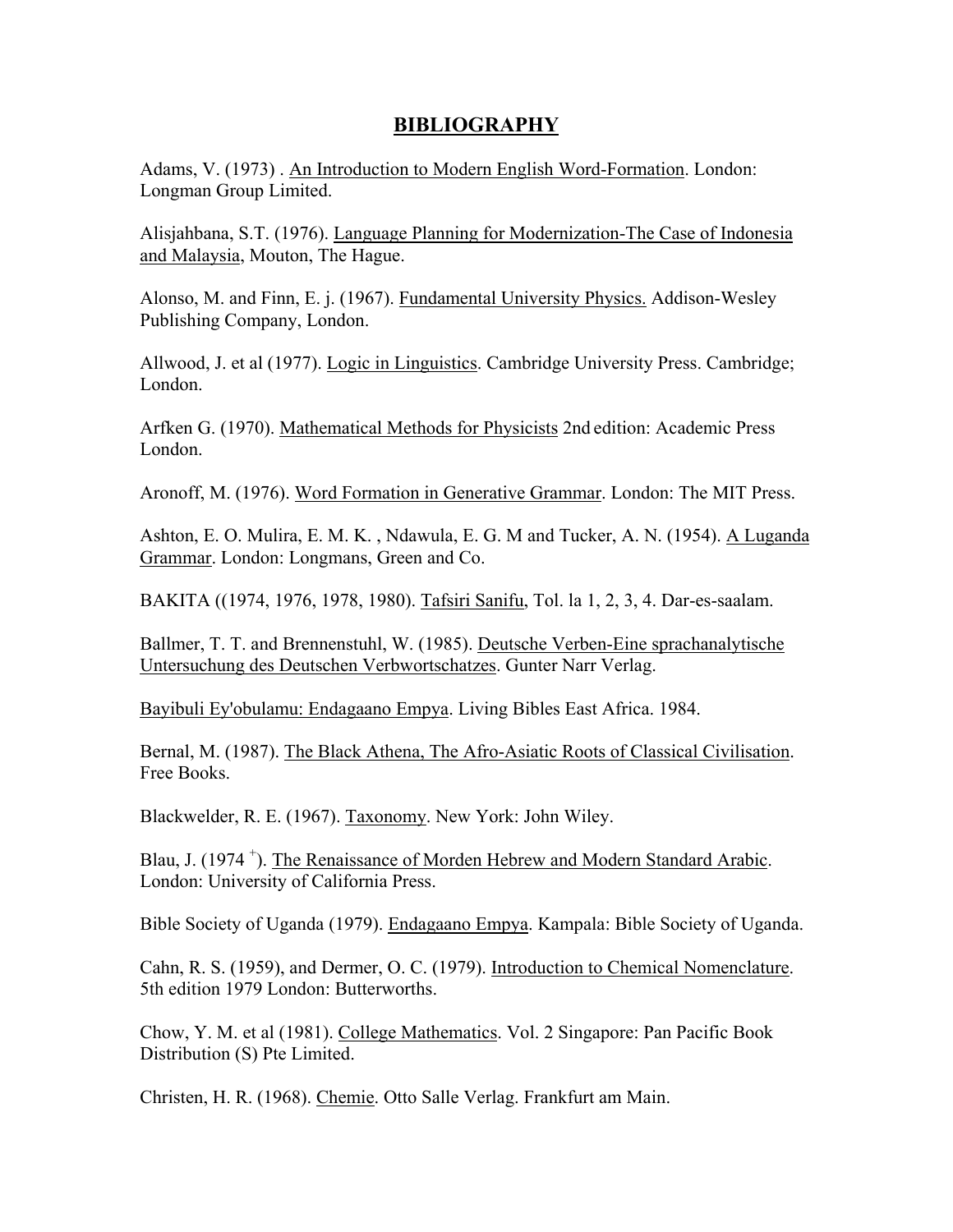# BIBLIOGRAPHY

Adams, V. (1973) . <u>An Introduction to Modern English Word-Formation</u>. London: Longman Group Limited.

Alisjahbana, S.T. (1976). <u>Language Planning for Modernization-The Case of Indonesia and Malaysia</u>, Mouton, The Hague.

Alonso, M. and Finn, E. j. (1967). <u>Fundamental University Physics.</u> Addison-Wesley Publishing Company, London.

Allwood, J. et al (1977). <u>Logic in Linguistics</u>. Cambridge University Press. Cambridge; London.

Arfken G. (1970). <u>Mathematical Methods for Physicists</u> 2nd edition: Academic Press London.

Aronoff, M. (1976). <u>Word Formation in Generative Grammar</u>. London: The MIT Press.

Ashton, E. O. Mulira, E. M. K. , Ndawula, E. G. M and Tucker, A. N. (1954). <u>A Luganda Grammar</u>. London: Longmans, Green and Co.

BAKITA ((1974, 1976, 1978, 1980). <u>Tafsiri Sanifu</u>, Tol. la 1, 2, 3, 4. Dar-es-saalam.

Ballmer, T. T. and Brennenstuhl, W. (1985). <u>Deutsche Verben-Eine sprachanalytische Untersuchung des Deutschen Verbwortschatzes</u>. Gunter Narr Verlag.

<u>Bayibuli Ey'obulamu: Endagaano Empya</u>. Living Bibles East Africa. 1984.

Bernal, M. (1987). <u>The Black Athena, The Afro-Asiatic Roots of Classical Civilisation</u>. Free Books.

Blackwelder, R. E. (1967). <u>Taxonomy</u>. New York: John Wiley.

Blau, J. (1974 [+]). <u>The Renaissance of Morden Hebrew and Modern Standard Arabic</u>. London: University of California Press.

Bible Society of Uganda (1979). <u>Endagaano Empya</u>. Kampala: Bible Society of Uganda.

Cahn, R. S. (1959), and Dermer, O. C. (1979). <u>Introduction to Chemical Nomenclature</u>. 5th edition 1979 London: Butterworths.

Chow, Y. M. et al (1981). <u>College Mathematics</u>. Vol. 2 Singapore: Pan Pacific Book Distribution (S) Pte Limited.

Christen, H. R. (1968). <u>Chemie</u>. Otto Salle Verlag. Frankfurt am Main.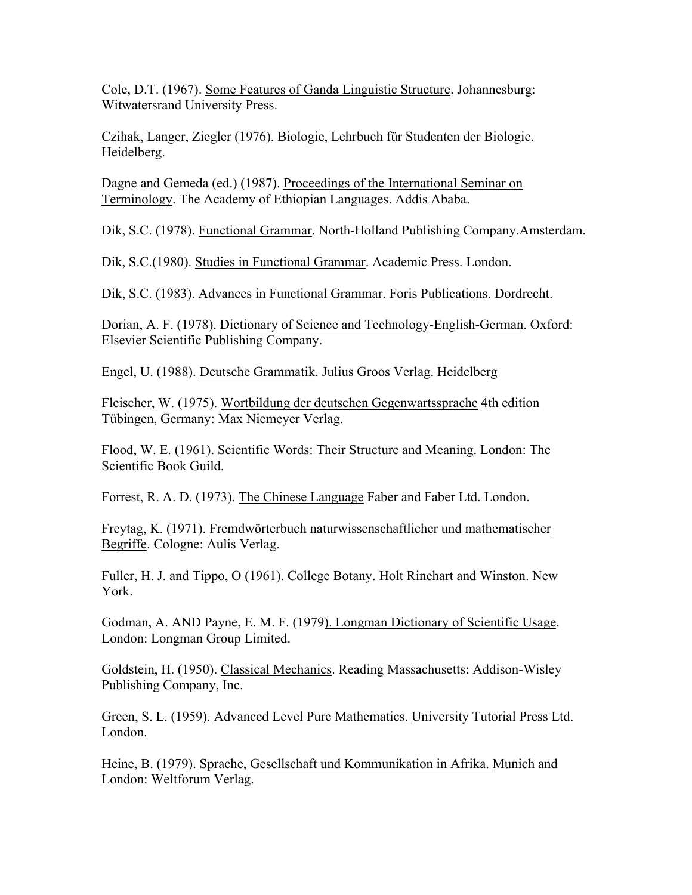Cole, D.T. (1967). Some Features of Ganda Linguistic Structure. Johannesburg: Witwatersrand University Press.

Czihak, Langer, Ziegler (1976). Biologie, Lehrbuch für Studenten der Biologie. Heidelberg.

Dagne and Gemeda (ed.) (1987). Proceedings of the International Seminar on Terminology. The Academy of Ethiopian Languages. Addis Ababa.

Dik, S.C. (1978). Functional Grammar. North-Holland Publishing Company.Amsterdam.

Dik, S.C.(1980). Studies in Functional Grammar. Academic Press. London.

Dik, S.C. (1983). Advances in Functional Grammar. Foris Publications. Dordrecht.

Dorian, A. F. (1978). Dictionary of Science and Technology-English-German. Oxford: Elsevier Scientific Publishing Company.

Engel, U. (1988). Deutsche Grammatik. Julius Groos Verlag. Heidelberg

Fleischer, W. (1975). Wortbildung der deutschen Gegenwartssprache 4th edition Tübingen, Germany: Max Niemeyer Verlag.

Flood, W. E. (1961). Scientific Words: Their Structure and Meaning. London: The Scientific Book Guild.

Forrest, R. A. D. (1973). The Chinese Language Faber and Faber Ltd. London.

Freytag, K. (1971). Fremdwörterbuch naturwissenschaftlicher und mathematischer Begriffe. Cologne: Aulis Verlag.

Fuller, H. J. and Tippo, O (1961). College Botany. Holt Rinehart and Winston. New York.

Godman, A. AND Payne, E. M. F. (1979). Longman Dictionary of Scientific Usage. London: Longman Group Limited.

Goldstein, H. (1950). Classical Mechanics. Reading Massachusetts: Addison-Wisley Publishing Company, Inc.

Green, S. L. (1959). Advanced Level Pure Mathematics. University Tutorial Press Ltd. London.

Heine, B. (1979). Sprache, Gesellschaft und Kommunikation in Afrika. Munich and London: Weltforum Verlag.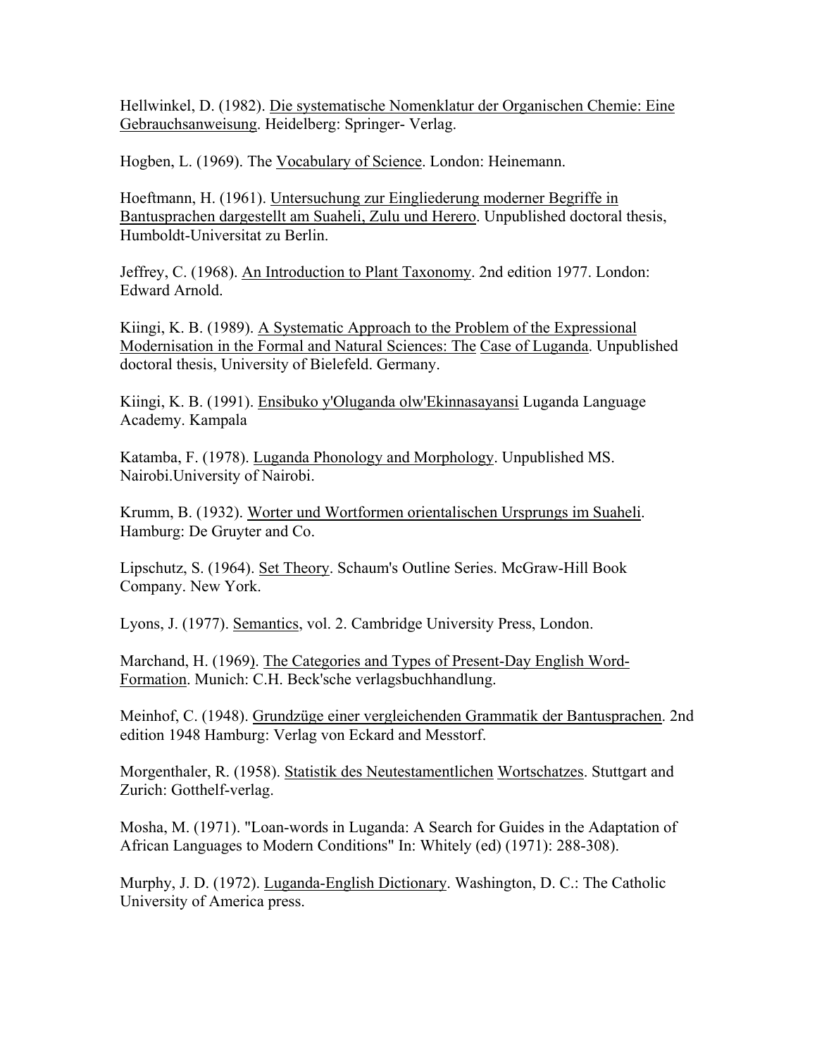Hellwinkel, D. (1982). Die systematische Nomenklatur der Organischen Chemie: Eine Gebrauchsanweisung. Heidelberg: Springer- Verlag.

Hogben, L. (1969). The Vocabulary of Science. London: Heinemann.

Hoeftmann, H. (1961). Untersuchung zur Eingliederung moderner Begriffe in Bantusprachen dargestellt am Suaheli, Zulu und Herero. Unpublished doctoral thesis, Humboldt-Universitat zu Berlin.

Jeffrey, C. (1968). An Introduction to Plant Taxonomy. 2nd edition 1977. London: Edward Arnold.

Kiingi, K. B. (1989). A Systematic Approach to the Problem of the Expressional Modernisation in the Formal and Natural Sciences: The Case of Luganda. Unpublished doctoral thesis, University of Bielefeld. Germany.

Kiingi, K. B. (1991). Ensibuko y'Oluganda olw'Ekinnasayansi Luganda Language Academy. Kampala

Katamba, F. (1978). Luganda Phonology and Morphology. Unpublished MS. Nairobi.University of Nairobi.

Krumm, B. (1932). Worter und Wortformen orientalischen Ursprungs im Suaheli. Hamburg: De Gruyter and Co.

Lipschutz, S. (1964). Set Theory. Schaum's Outline Series. McGraw-Hill Book Company. New York.

Lyons, J. (1977). Semantics, vol. 2. Cambridge University Press, London.

Marchand, H. (1969). The Categories and Types of Present-Day English Word-Formation. Munich: C.H. Beck'sche verlagsbuchhandlung.

Meinhof, C. (1948). Grundzüge einer vergleichenden Grammatik der Bantusprachen. 2nd edition 1948 Hamburg: Verlag von Eckard and Messtorf.

Morgenthaler, R. (1958). Statistik des Neutestamentlichen Wortschatzes. Stuttgart and Zurich: Gotthelf-verlag.

Mosha, M. (1971). "Loan-words in Luganda: A Search for Guides in the Adaptation of African Languages to Modern Conditions" In: Whitely (ed) (1971): 288-308).

Murphy, J. D. (1972). Luganda-English Dictionary. Washington, D. C.: The Catholic University of America press.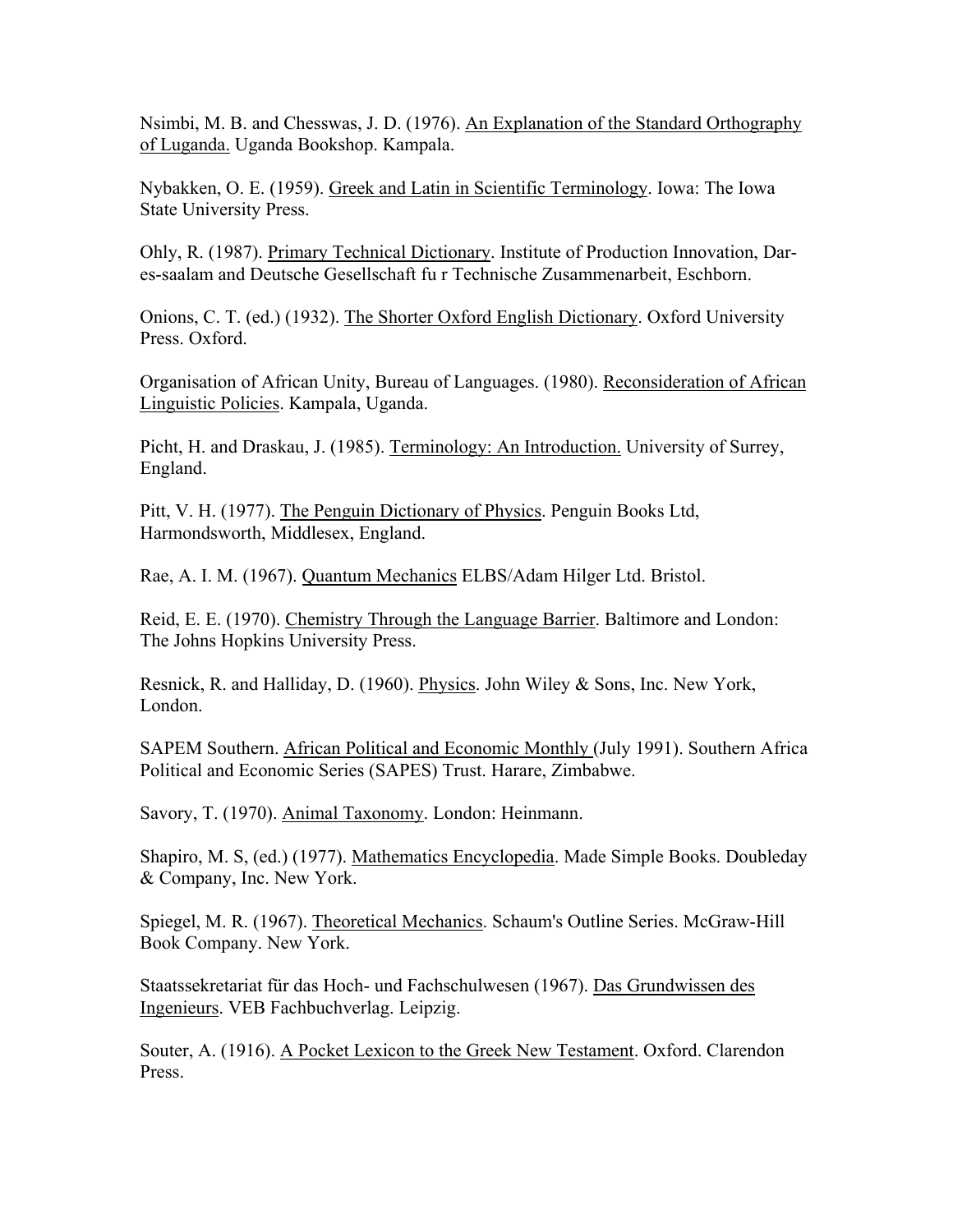Nsimbi, M. B. and Chesswas, J. D. (1976). <u>An Explanation of the Standard Orthography of Luganda.</u> Uganda Bookshop. Kampala.

Nybakken, O. E. (1959). <u>Greek and Latin in Scientific Terminology</u>. Iowa: The Iowa State University Press.

Ohly, R. (1987). <u>Primary Technical Dictionary</u>. Institute of Production Innovation, Dar-es-saalam and Deutsche Gesellschaft fu r Technische Zusammenarbeit, Eschborn.

Onions, C. T. (ed.) (1932). <u>The Shorter Oxford English Dictionary</u>. Oxford University Press. Oxford.

Organisation of African Unity, Bureau of Languages. (1980). <u>Reconsideration of African Linguistic Policies</u>. Kampala, Uganda.

Picht, H. and Draskau, J. (1985). <u>Terminology: An Introduction.</u> University of Surrey, England.

Pitt, V. H. (1977). <u>The Penguin Dictionary of Physics</u>. Penguin Books Ltd, Harmondsworth, Middlesex, England.

Rae, A. I. M. (1967). <u>Quantum Mechanics</u> ELBS/Adam Hilger Ltd. Bristol.

Reid, E. E. (1970). <u>Chemistry Through the Language Barrier</u>. Baltimore and London: The Johns Hopkins University Press.

Resnick, R. and Halliday, D. (1960). <u>Physics</u>. John Wiley & Sons, Inc. New York, London.

SAPEM Southern. <u>African Political and Economic Monthly</u> (July 1991). Southern Africa Political and Economic Series (SAPES) Trust. Harare, Zimbabwe.

Savory, T. (1970). <u>Animal Taxonomy</u>. London: Heinmann.

Shapiro, M. S, (ed.) (1977). <u>Mathematics Encyclopedia</u>. Made Simple Books. Doubleday & Company, Inc. New York.

Spiegel, M. R. (1967). <u>Theoretical Mechanics</u>. Schaum's Outline Series. McGraw-Hill Book Company. New York.

Staatssekretariat für das Hoch- und Fachschulwesen (1967). <u>Das Grundwissen des Ingenieurs</u>. VEB Fachbuchverlag. Leipzig.

Souter, A. (1916). <u>A Pocket Lexicon to the Greek New Testament</u>. Oxford. Clarendon Press.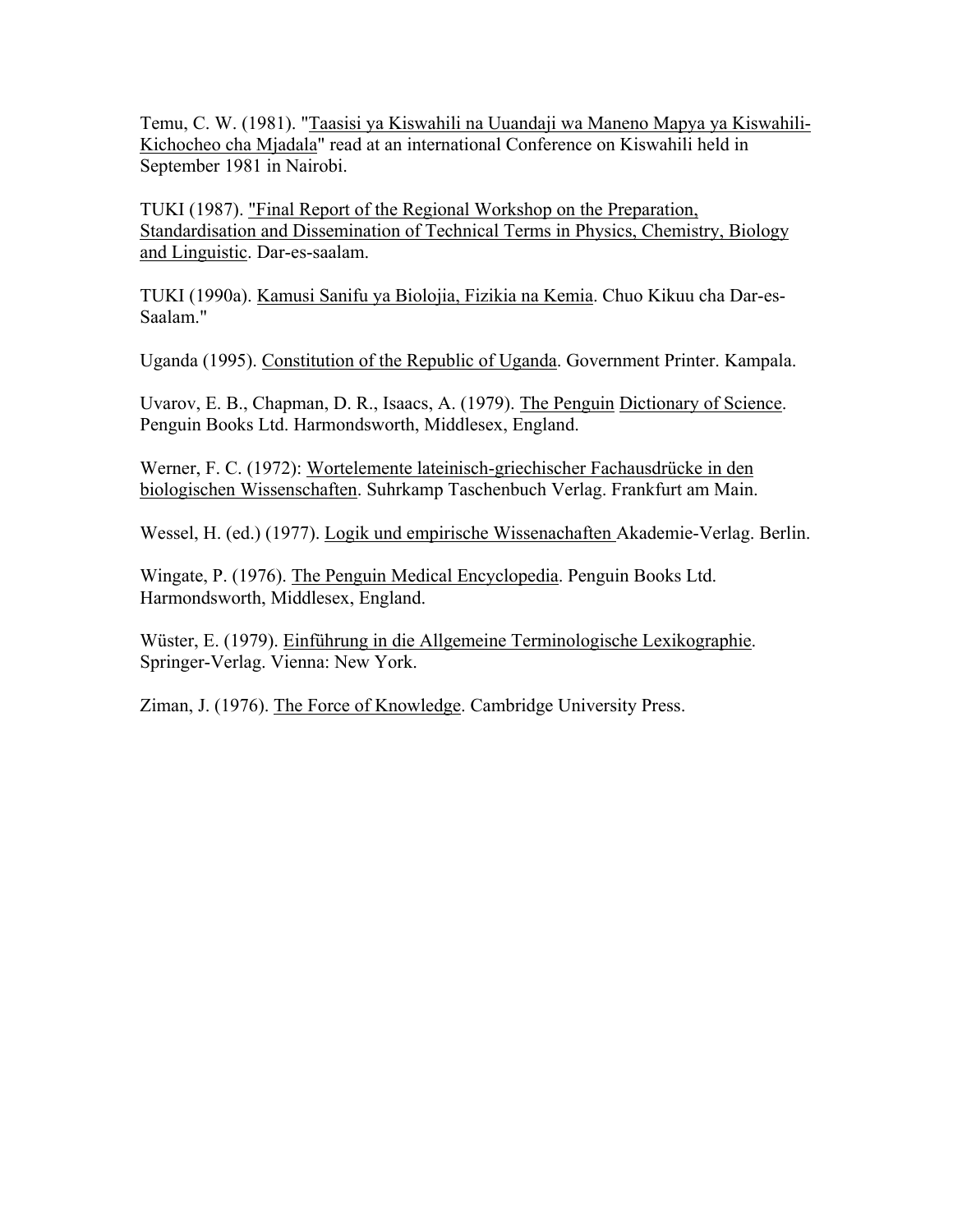Temu, C. W. (1981). "Taasisi ya Kiswahili na Uuandaji wa Maneno Mapya ya Kiswahili-Kichocheo cha Mjadala" read at an international Conference on Kiswahili held in September 1981 in Nairobi.

TUKI (1987). "Final Report of the Regional Workshop on the Preparation, Standardisation and Dissemination of Technical Terms in Physics, Chemistry, Biology and Linguistic. Dar-es-saalam.

TUKI (1990a). Kamusi Sanifu ya Biolojia, Fizikia na Kemia. Chuo Kikuu cha Dar-es-Saalam."

Uganda (1995). Constitution of the Republic of Uganda. Government Printer. Kampala.

Uvarov, E. B., Chapman, D. R., Isaacs, A. (1979). The Penguin Dictionary of Science. Penguin Books Ltd. Harmondsworth, Middlesex, England.

Werner, F. C. (1972): Wortelemente lateinisch-griechischer Fachausdrücke in den biologischen Wissenschaften. Suhrkamp Taschenbuch Verlag. Frankfurt am Main.

Wessel, H. (ed.) (1977). Logik und empirische Wissenachaften Akademie-Verlag. Berlin.

Wingate, P. (1976). The Penguin Medical Encyclopedia. Penguin Books Ltd. Harmondsworth, Middlesex, England.

Wüster, E. (1979). Einführung in die Allgemeine Terminologische Lexikographie. Springer-Verlag. Vienna: New York.

Ziman, J. (1976). The Force of Knowledge. Cambridge University Press.